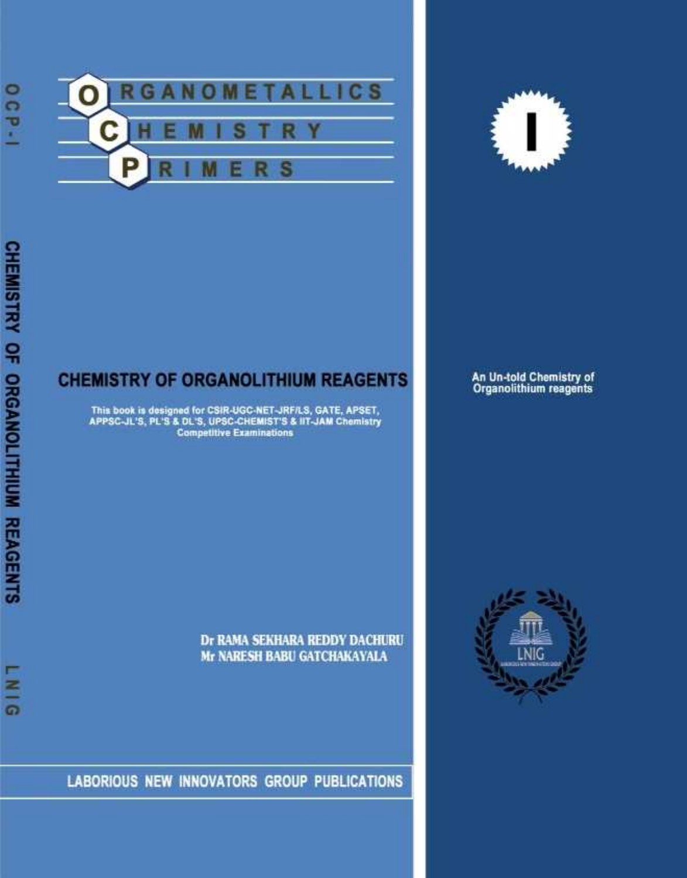# ORGANOMETALLICS CHEMISTRY PRIMERS

# CHEMISTRY OF ORGANOLITHIUM REAGENTS

This book is designed for CSIR-UGC-NET-JRF/LS, GATE, APSET, APPSC-JL'S, PL'S & DL'S, UPSC-CHEMIST'S & IIT-JAM Chemistry Competitive Examinations

**Dr RAMA SEKHARA REDDY DACHURU**
**Mr NARESH BABU GATCHAKAYALA**

LABORIOUS NEW INNOVATORS GROUP PUBLICATIONS

I

An Un-told Chemistry of Organolithium reagents

LNIG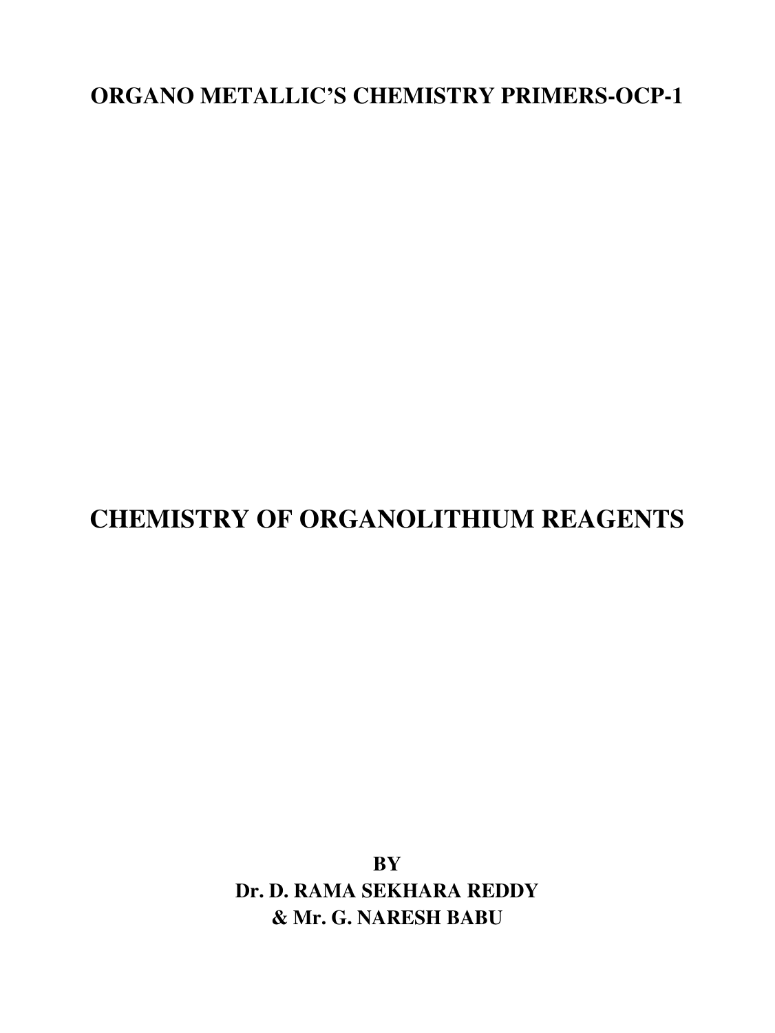**ORGANO METALLIC'S CHEMISTRY PRIMERS-OCP-1**

# CHEMISTRY OF ORGANOLITHIUM REAGENTS

**BY**

**Dr. D. RAMA SEKHARA REDDY**

**& Mr. G. NARESH BABU**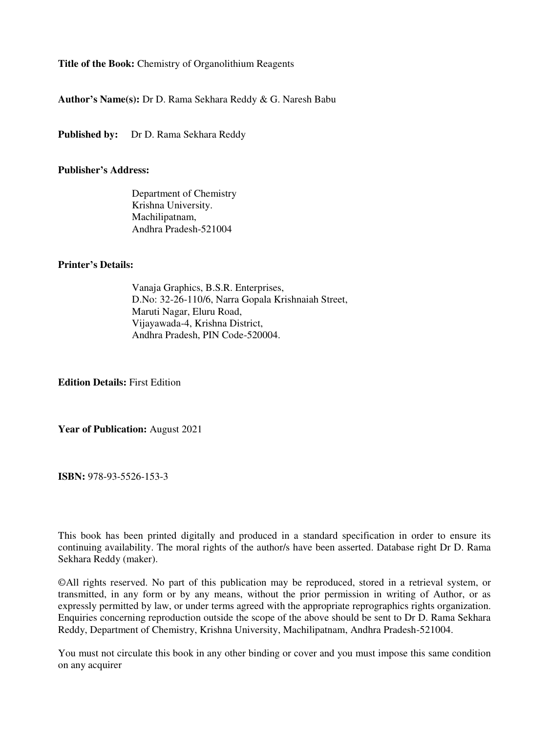**Title of the Book:** Chemistry of Organolithium Reagents

**Author's Name(s):** Dr D. Rama Sekhara Reddy & G. Naresh Babu

**Published by:** Dr D. Rama Sekhara Reddy

**Publisher's Address:**

Department of Chemistry
Krishna University.
Machilipatnam,
Andhra Pradesh-521004

**Printer's Details:**

Vanaja Graphics, B.S.R. Enterprises,
D.No: 32-26-110/6, Narra Gopala Krishnaiah Street,
Maruti Nagar, Eluru Road,
Vijayawada-4, Krishna District,
Andhra Pradesh, PIN Code-520004.

**Edition Details:** First Edition

**Year of Publication:** August 2021

**ISBN:** 978-93-5526-153-3

This book has been printed digitally and produced in a standard specification in order to ensure its continuing availability. The moral rights of the author/s have been asserted. Database right Dr D. Rama Sekhara Reddy (maker).

©All rights reserved. No part of this publication may be reproduced, stored in a retrieval system, or transmitted, in any form or by any means, without the prior permission in writing of Author, or as expressly permitted by law, or under terms agreed with the appropriate reprographics rights organization. Enquiries concerning reproduction outside the scope of the above should be sent to Dr D. Rama Sekhara Reddy, Department of Chemistry, Krishna University, Machilipatnam, Andhra Pradesh-521004.

You must not circulate this book in any other binding or cover and you must impose this same condition on any acquirer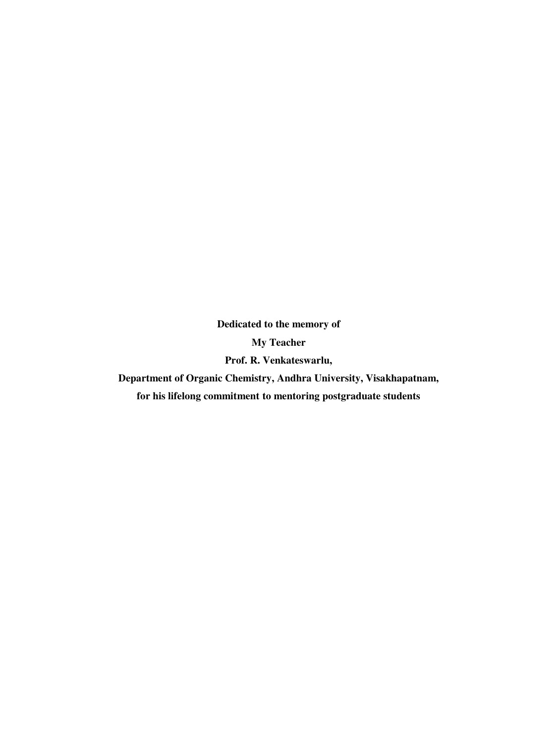**Dedicated to the memory of**

**My Teacher**

**Prof. R. Venkateswarlu,**

**Department of Organic Chemistry, Andhra University, Visakhapatnam,**

**for his lifelong commitment to mentoring postgraduate students**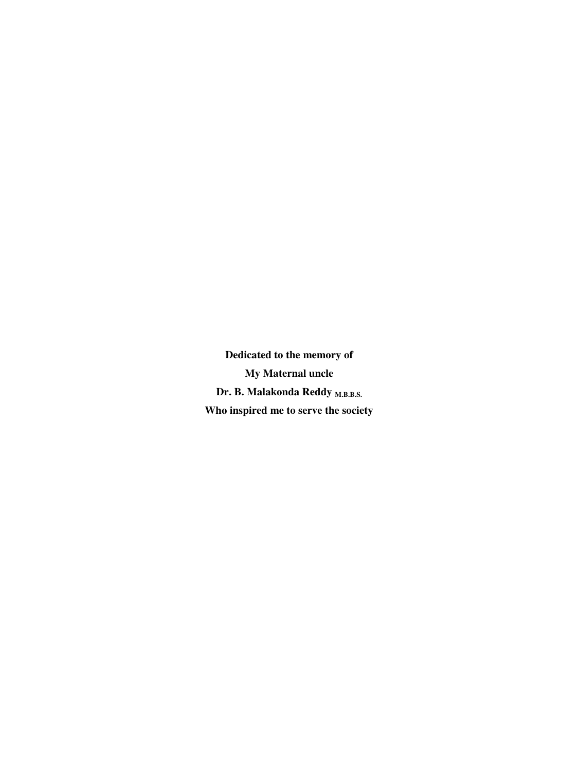**Dedicated to the memory of**

**My Maternal uncle**

**Dr. B. Malakonda Reddy M.B.B.S.**

**Who inspired me to serve the society**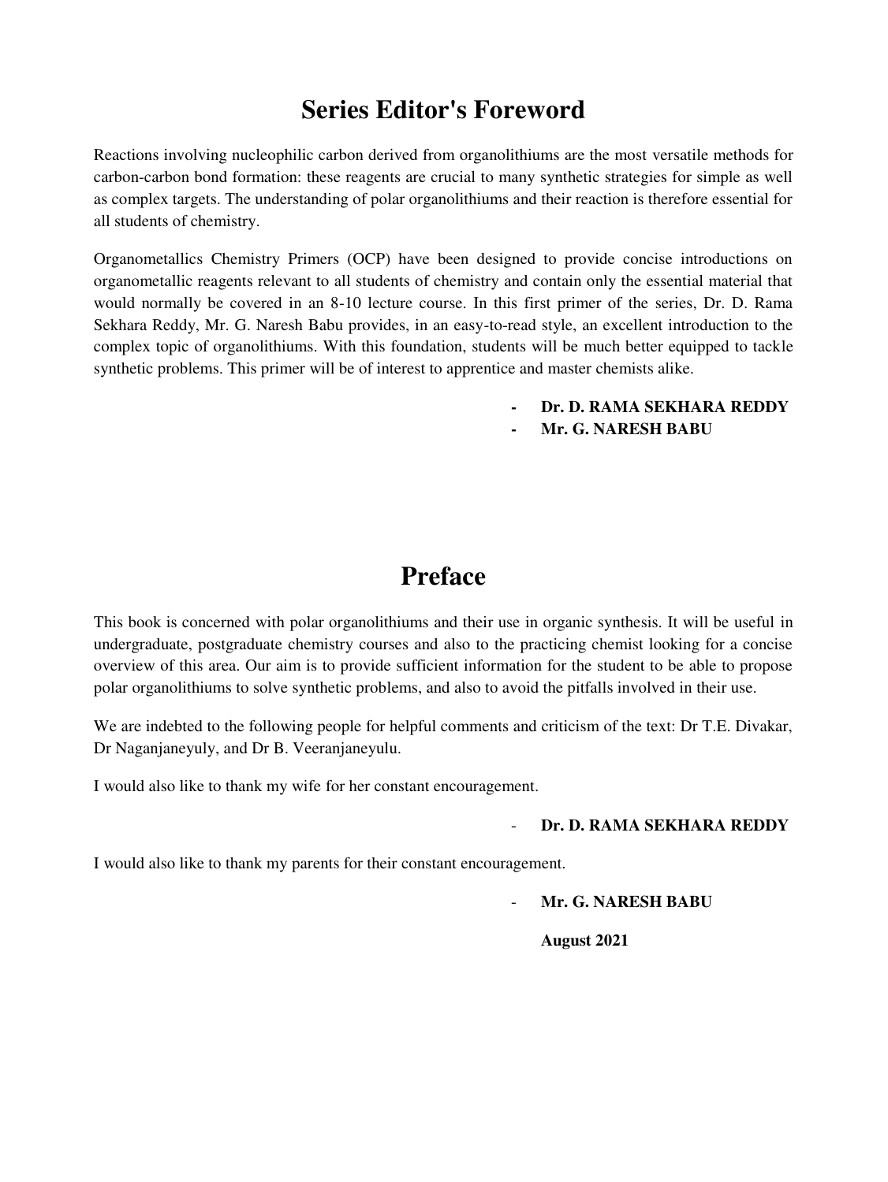# Series Editor's Foreword

Reactions involving nucleophilic carbon derived from organolithiums are the most versatile methods for carbon-carbon bond formation: these reagents are crucial to many synthetic strategies for simple as well as complex targets. The understanding of polar organolithiums and their reaction is therefore essential for all students of chemistry.

Organometallics Chemistry Primers (OCP) have been designed to provide concise introductions on organometallic reagents relevant to all students of chemistry and contain only the essential material that would normally be covered in an 8-10 lecture course. In this first primer of the series, Dr. D. Rama Sekhara Reddy, Mr. G. Naresh Babu provides, in an easy-to-read style, an excellent introduction to the complex topic of organolithiums. With this foundation, students will be much better equipped to tackle synthetic problems. This primer will be of interest to apprentice and master chemists alike.

- **Dr. D. RAMA SEKHARA REDDY**
- **Mr. G. NARESH BABU**

# Preface

This book is concerned with polar organolithiums and their use in organic synthesis. It will be useful in undergraduate, postgraduate chemistry courses and also to the practicing chemist looking for a concise overview of this area. Our aim is to provide sufficient information for the student to be able to propose polar organolithiums to solve synthetic problems, and also to avoid the pitfalls involved in their use.

We are indebted to the following people for helpful comments and criticism of the text: Dr T.E. Divakar, Dr Naganjaneyuly, and Dr B. Veeranjaneyulu.

I would also like to thank my wife for her constant encouragement.

- **Dr. D. RAMA SEKHARA REDDY**

I would also like to thank my parents for their constant encouragement.

- **Mr. G. NARESH BABU**

**August 2021**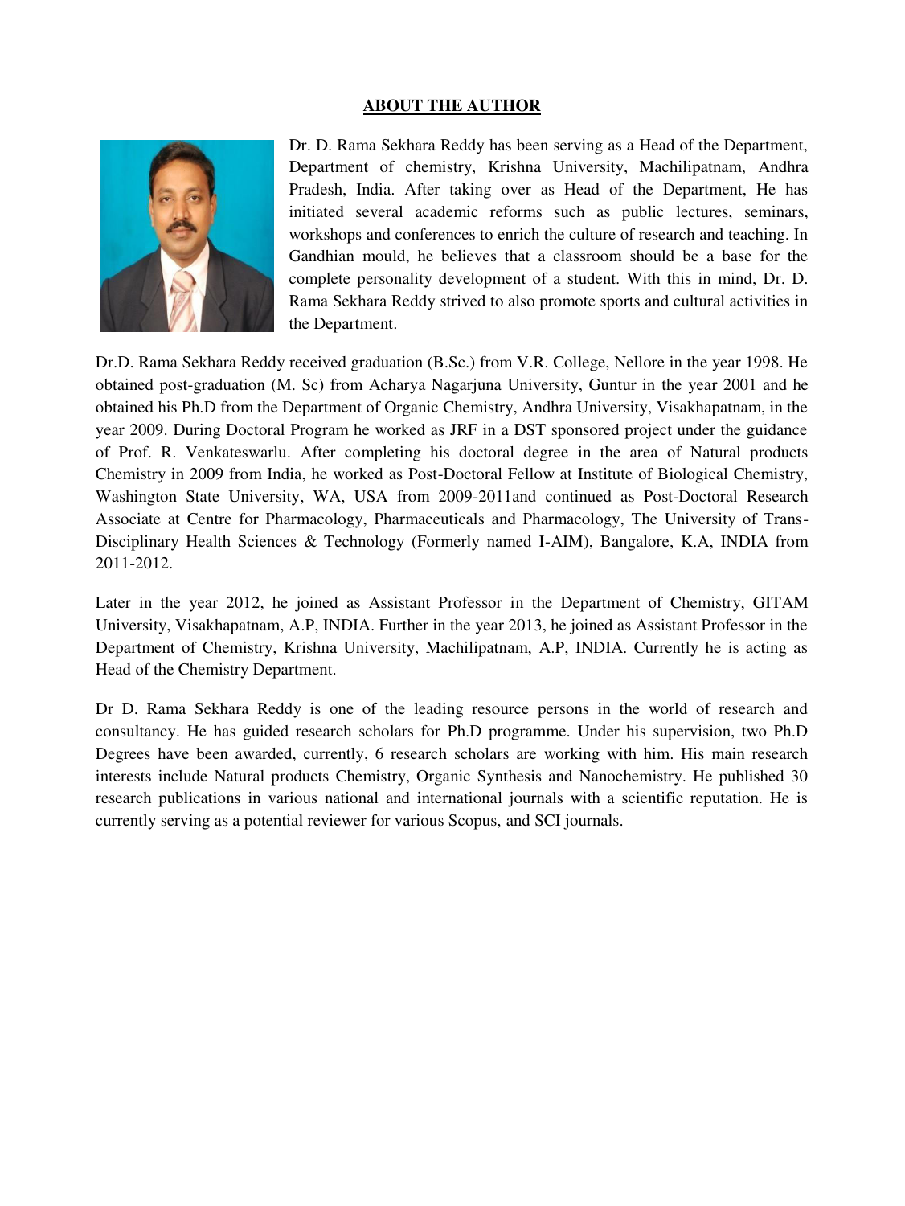## ABOUT THE AUTHOR

Dr. D. Rama Sekhara Reddy has been serving as a Head of the Department, Department of chemistry, Krishna University, Machilipatnam, Andhra Pradesh, India. After taking over as Head of the Department, He has initiated several academic reforms such as public lectures, seminars, workshops and conferences to enrich the culture of research and teaching. In Gandhian mould, he believes that a classroom should be a base for the complete personality development of a student. With this in mind, Dr. D. Rama Sekhara Reddy strived to also promote sports and cultural activities in the Department.

Dr.D. Rama Sekhara Reddy received graduation (B.Sc.) from V.R. College, Nellore in the year 1998. He obtained post-graduation (M. Sc) from Acharya Nagarjuna University, Guntur in the year 2001 and he obtained his Ph.D from the Department of Organic Chemistry, Andhra University, Visakhapatnam, in the year 2009. During Doctoral Program he worked as JRF in a DST sponsored project under the guidance of Prof. R. Venkateswarlu. After completing his doctoral degree in the area of Natural products Chemistry in 2009 from India, he worked as Post-Doctoral Fellow at Institute of Biological Chemistry, Washington State University, WA, USA from 2009-2011and continued as Post-Doctoral Research Associate at Centre for Pharmacology, Pharmaceuticals and Pharmacology, The University of Trans-Disciplinary Health Sciences & Technology (Formerly named I-AIM), Bangalore, K.A, INDIA from 2011-2012.

Later in the year 2012, he joined as Assistant Professor in the Department of Chemistry, GITAM University, Visakhapatnam, A.P, INDIA. Further in the year 2013, he joined as Assistant Professor in the Department of Chemistry, Krishna University, Machilipatnam, A.P, INDIA. Currently he is acting as Head of the Chemistry Department.

Dr D. Rama Sekhara Reddy is one of the leading resource persons in the world of research and consultancy. He has guided research scholars for Ph.D programme. Under his supervision, two Ph.D Degrees have been awarded, currently, 6 research scholars are working with him. His main research interests include Natural products Chemistry, Organic Synthesis and Nanochemistry. He published 30 research publications in various national and international journals with a scientific reputation. He is currently serving as a potential reviewer for various Scopus, and SCI journals.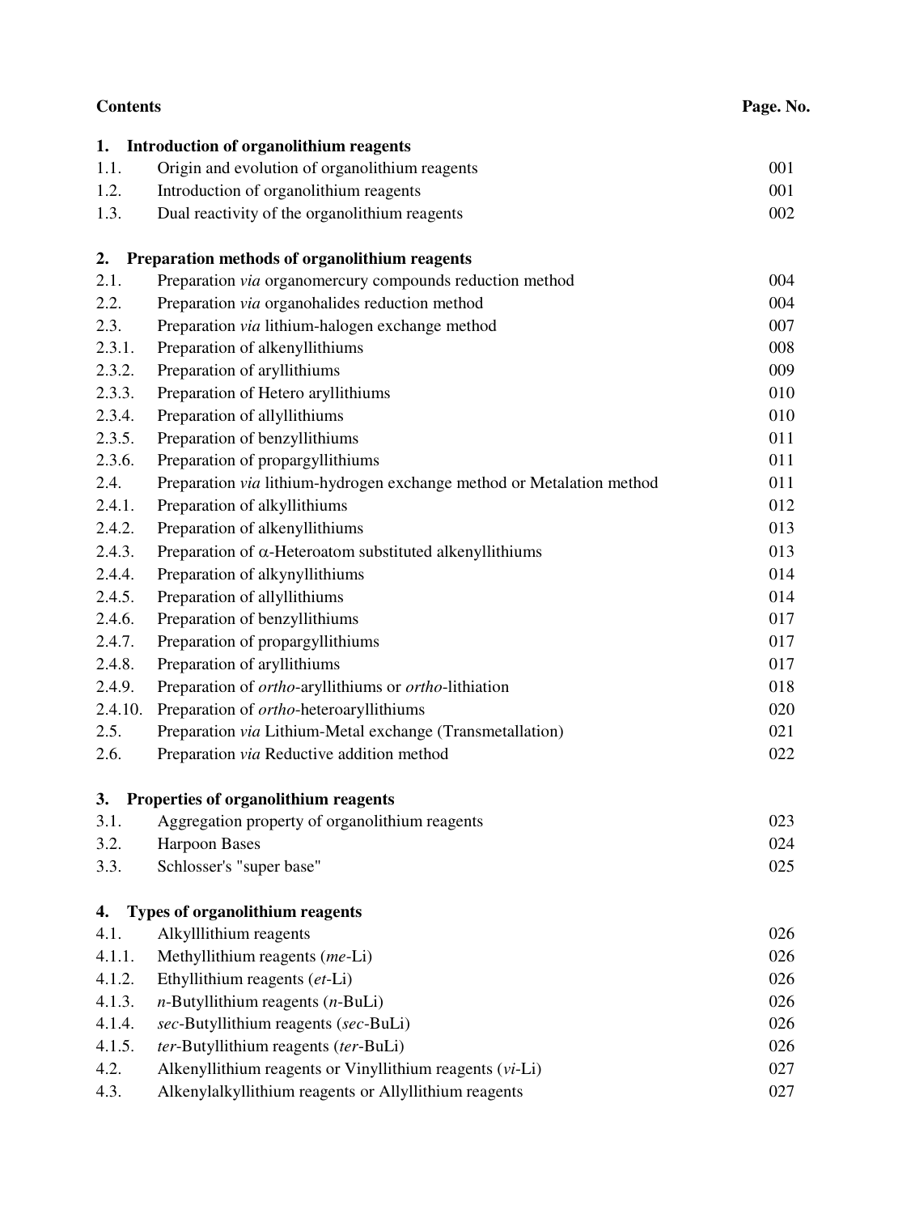| **Contents** | | **Page. No.** |
|---|---|---|
| **1.** | **Introduction of organolithium reagents** | |
| 1.1. | Origin and evolution of organolithium reagents | 001 |
| 1.2. | Introduction of organolithium reagents | 001 |
| 1.3. | Dual reactivity of the organolithium reagents | 002 |
| **2.** | **Preparation methods of organolithium reagents** | |
| 2.1. | Preparation *via* organomercury compounds reduction method | 004 |
| 2.2. | Preparation *via* organohalides reduction method | 004 |
| 2.3. | Preparation *via* lithium-halogen exchange method | 007 |
| 2.3.1. | Preparation of alkenyllithiums | 008 |
| 2.3.2. | Preparation of aryllithiums | 009 |
| 2.3.3. | Preparation of Hetero aryllithiums | 010 |
| 2.3.4. | Preparation of allyllithiums | 010 |
| 2.3.5. | Preparation of benzyllithiums | 011 |
| 2.3.6. | Preparation of propargyllithiums | 011 |
| 2.4. | Preparation *via* lithium-hydrogen exchange method or Metalation method | 011 |
| 2.4.1. | Preparation of alkyllithiums | 012 |
| 2.4.2. | Preparation of alkenyllithiums | 013 |
| 2.4.3. | Preparation of $\alpha$-Heteroatom substituted alkenyllithiums | 013 |
| 2.4.4. | Preparation of alkynyllithiums | 014 |
| 2.4.5. | Preparation of allyllithiums | 014 |
| 2.4.6. | Preparation of benzyllithiums | 017 |
| 2.4.7. | Preparation of propargyllithiums | 017 |
| 2.4.8. | Preparation of aryllithiums | 017 |
| 2.4.9. | Preparation of *ortho*-aryllithiums or *ortho*-lithiation | 018 |
| 2.4.10. | Preparation of *ortho*-heteroaryllithiums | 020 |
| 2.5. | Preparation *via* Lithium-Metal exchange (Transmetallation) | 021 |
| 2.6. | Preparation *via* Reductive addition method | 022 |
| **3.** | **Properties of organolithium reagents** | |
| 3.1. | Aggregation property of organolithium reagents | 023 |
| 3.2. | Harpoon Bases | 024 |
| 3.3. | Schlosser's "super base" | 025 |
| **4.** | **Types of organolithium reagents** | |
| 4.1. | Alkylllithium reagents | 026 |
| 4.1.1. | Methyllithium reagents (*me*-Li) | 026 |
| 4.1.2. | Ethyllithium reagents (*et*-Li) | 026 |
| 4.1.3. | *n*-Butyllithium reagents (*n*-BuLi) | 026 |
| 4.1.4. | *sec*-Butyllithium reagents (*sec*-BuLi) | 026 |
| 4.1.5. | *ter*-Butyllithium reagents (*ter*-BuLi) | 026 |
| 4.2. | Alkenyllithium reagents or Vinyllithium reagents (*vi*-Li) | 027 |
| 4.3. | Alkenylalkyllithium reagents or Allyllithium reagents | 027 |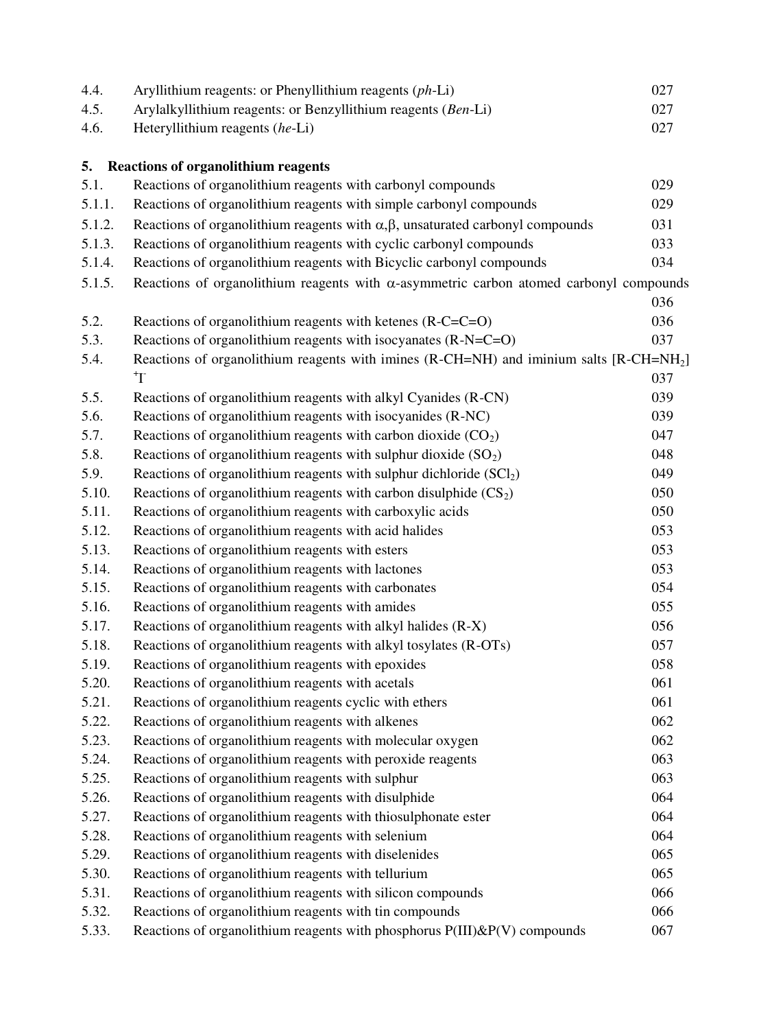| | | |
|---|---|---|
| 4.4. | Aryllithium reagents: or Phenyllithium reagents (*ph*-Li) | 027 |
| 4.5. | Arylalkyllithium reagents: or Benzyllithium reagents (*Ben*-Li) | 027 |
| 4.6. | Heteryllithium reagents (*he*-Li) | 027 |

## 5. Reactions of organolithium reagents

| | | |
|---|---|---|
| 5.1. | Reactions of organolithium reagents with carbonyl compounds | 029 |
| 5.1.1. | Reactions of organolithium reagents with simple carbonyl compounds | 029 |
| 5.1.2. | Reactions of organolithium reagents with $\alpha,\beta$, unsaturated carbonyl compounds | 031 |
| 5.1.3. | Reactions of organolithium reagents with cyclic carbonyl compounds | 033 |
| 5.1.4. | Reactions of organolithium reagents with Bicyclic carbonyl compounds | 034 |
| 5.1.5. | Reactions of organolithium reagents with $\alpha$-asymmetric carbon atomed carbonyl compounds | 036 |
| 5.2. | Reactions of organolithium reagents with ketenes (R-C=C=O) | 036 |
| 5.3. | Reactions of organolithium reagents with isocyanates (R-N=C=O) | 037 |
| 5.4. | Reactions of organolithium reagents with imines (R-CH=NH) and iminium salts $[R\text{-}CH=NH_2]^+I^-$ | 037 |
| 5.5. | Reactions of organolithium reagents with alkyl Cyanides (R-CN) | 039 |
| 5.6. | Reactions of organolithium reagents with isocyanides (R-NC) | 039 |
| 5.7. | Reactions of organolithium reagents with carbon dioxide ($CO_2$) | 047 |
| 5.8. | Reactions of organolithium reagents with sulphur dioxide ($SO_2$) | 048 |
| 5.9. | Reactions of organolithium reagents with sulphur dichloride ($SCl_2$) | 049 |
| 5.10. | Reactions of organolithium reagents with carbon disulphide ($CS_2$) | 050 |
| 5.11. | Reactions of organolithium reagents with carboxylic acids | 050 |
| 5.12. | Reactions of organolithium reagents with acid halides | 053 |
| 5.13. | Reactions of organolithium reagents with esters | 053 |
| 5.14. | Reactions of organolithium reagents with lactones | 053 |
| 5.15. | Reactions of organolithium reagents with carbonates | 054 |
| 5.16. | Reactions of organolithium reagents with amides | 055 |
| 5.17. | Reactions of organolithium reagents with alkyl halides (R-X) | 056 |
| 5.18. | Reactions of organolithium reagents with alkyl tosylates (R-OTs) | 057 |
| 5.19. | Reactions of organolithium reagents with epoxides | 058 |
| 5.20. | Reactions of organolithium reagents with acetals | 061 |
| 5.21. | Reactions of organolithium reagents cyclic with ethers | 061 |
| 5.22. | Reactions of organolithium reagents with alkenes | 062 |
| 5.23. | Reactions of organolithium reagents with molecular oxygen | 062 |
| 5.24. | Reactions of organolithium reagents with peroxide reagents | 063 |
| 5.25. | Reactions of organolithium reagents with sulphur | 063 |
| 5.26. | Reactions of organolithium reagents with disulphide | 064 |
| 5.27. | Reactions of organolithium reagents with thiosulphonate ester | 064 |
| 5.28. | Reactions of organolithium reagents with selenium | 064 |
| 5.29. | Reactions of organolithium reagents with diselenides | 065 |
| 5.30. | Reactions of organolithium reagents with tellurium | 065 |
| 5.31. | Reactions of organolithium reagents with silicon compounds | 066 |
| 5.32. | Reactions of organolithium reagents with tin compounds | 066 |
| 5.33. | Reactions of organolithium reagents with phosphorus P(III)&P(V) compounds | 067 |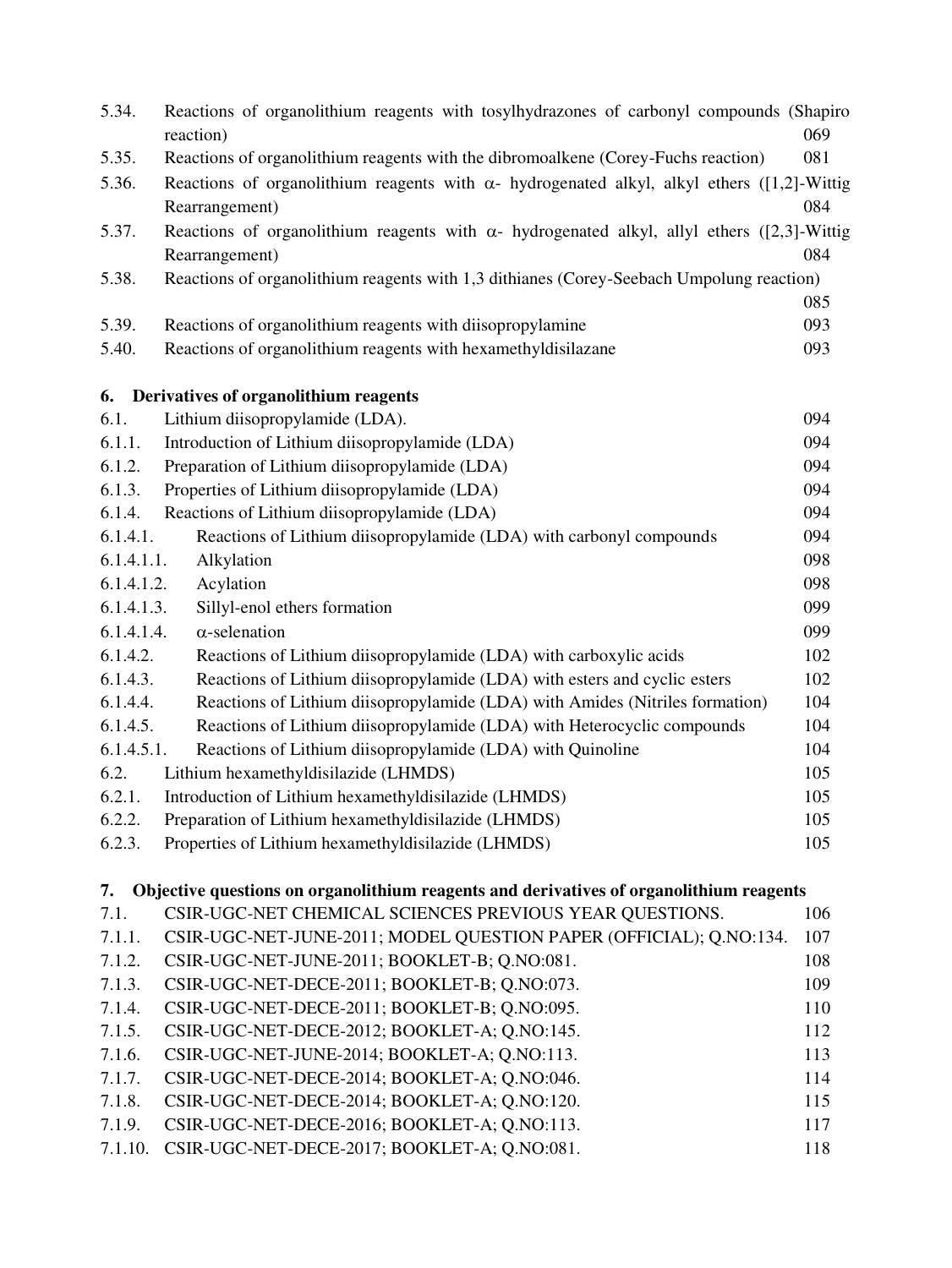| | | |
|---|---|---|
| 5.34. | Reactions of organolithium reagents with tosylhydrazones of carbonyl compounds (Shapiro reaction) | 069 |
| 5.35. | Reactions of organolithium reagents with the dibromoalkene (Corey-Fuchs reaction) | 081 |
| 5.36. | Reactions of organolithium reagents with α- hydrogenated alkyl, alkyl ethers ([1,2]-Wittig Rearrangement) | 084 |
| 5.37. | Reactions of organolithium reagents with α- hydrogenated alkyl, allyl ethers ([2,3]-Wittig Rearrangement) | 084 |
| 5.38. | Reactions of organolithium reagents with 1,3 dithianes (Corey-Seebach Umpolung reaction) | 085 |
| 5.39. | Reactions of organolithium reagents with diisopropylamine | 093 |
| 5.40. | Reactions of organolithium reagents with hexamethyldisilazane | 093 |

## 6. Derivatives of organolithium reagents

| | | |
|---|---|---|
| 6.1. | Lithium diisopropylamide (LDA). | 094 |
| 6.1.1. | Introduction of Lithium diisopropylamide (LDA) | 094 |
| 6.1.2. | Preparation of Lithium diisopropylamide (LDA) | 094 |
| 6.1.3. | Properties of Lithium diisopropylamide (LDA) | 094 |
| 6.1.4. | Reactions of Lithium diisopropylamide (LDA) | 094 |
| 6.1.4.1. | Reactions of Lithium diisopropylamide (LDA) with carbonyl compounds | 094 |
| 6.1.4.1.1. | Alkylation | 098 |
| 6.1.4.1.2. | Acylation | 098 |
| 6.1.4.1.3. | Sillyl-enol ethers formation | 099 |
| 6.1.4.1.4. | α-selenation | 099 |
| 6.1.4.2. | Reactions of Lithium diisopropylamide (LDA) with carboxylic acids | 102 |
| 6.1.4.3. | Reactions of Lithium diisopropylamide (LDA) with esters and cyclic esters | 102 |
| 6.1.4.4. | Reactions of Lithium diisopropylamide (LDA) with Amides (Nitriles formation) | 104 |
| 6.1.4.5. | Reactions of Lithium diisopropylamide (LDA) with Heterocyclic compounds | 104 |
| 6.1.4.5.1. | Reactions of Lithium diisopropylamide (LDA) with Quinoline | 104 |
| 6.2. | Lithium hexamethyldisilazide (LHMDS) | 105 |
| 6.2.1. | Introduction of Lithium hexamethyldisilazide (LHMDS) | 105 |
| 6.2.2. | Preparation of Lithium hexamethyldisilazide (LHMDS) | 105 |
| 6.2.3. | Properties of Lithium hexamethyldisilazide (LHMDS) | 105 |

## 7. Objective questions on organolithium reagents and derivatives of organolithium reagents

| | | |
|---|---|---|
| 7.1. | CSIR-UGC-NET CHEMICAL SCIENCES PREVIOUS YEAR QUESTIONS. | 106 |
| 7.1.1. | CSIR-UGC-NET-JUNE-2011; MODEL QUESTION PAPER (OFFICIAL); Q.NO:134. | 107 |
| 7.1.2. | CSIR-UGC-NET-JUNE-2011; BOOKLET-B; Q.NO:081. | 108 |
| 7.1.3. | CSIR-UGC-NET-DECE-2011; BOOKLET-B; Q.NO:073. | 109 |
| 7.1.4. | CSIR-UGC-NET-DECE-2011; BOOKLET-B; Q.NO:095. | 110 |
| 7.1.5. | CSIR-UGC-NET-DECE-2012; BOOKLET-A; Q.NO:145. | 112 |
| 7.1.6. | CSIR-UGC-NET-JUNE-2014; BOOKLET-A; Q.NO:113. | 113 |
| 7.1.7. | CSIR-UGC-NET-DECE-2014; BOOKLET-A; Q.NO:046. | 114 |
| 7.1.8. | CSIR-UGC-NET-DECE-2014; BOOKLET-A; Q.NO:120. | 115 |
| 7.1.9. | CSIR-UGC-NET-DECE-2016; BOOKLET-A; Q.NO:113. | 117 |
| 7.1.10. | CSIR-UGC-NET-DECE-2017; BOOKLET-A; Q.NO:081. | 118 |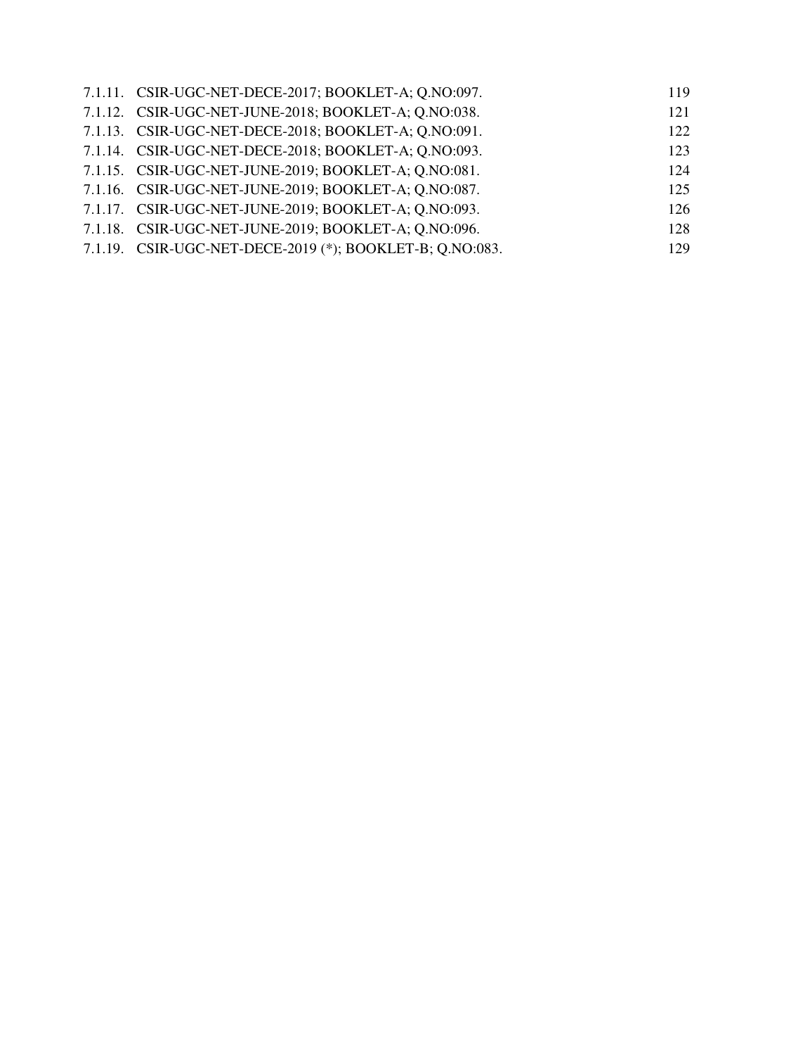7.1.11. CSIR-UGC-NET-DECE-2017; BOOKLET-A; Q.NO:097. 119
7.1.12. CSIR-UGC-NET-JUNE-2018; BOOKLET-A; Q.NO:038. 121
7.1.13. CSIR-UGC-NET-DECE-2018; BOOKLET-A; Q.NO:091. 122
7.1.14. CSIR-UGC-NET-DECE-2018; BOOKLET-A; Q.NO:093. 123
7.1.15. CSIR-UGC-NET-JUNE-2019; BOOKLET-A; Q.NO:081. 124
7.1.16. CSIR-UGC-NET-JUNE-2019; BOOKLET-A; Q.NO:087. 125
7.1.17. CSIR-UGC-NET-JUNE-2019; BOOKLET-A; Q.NO:093. 126
7.1.18. CSIR-UGC-NET-JUNE-2019; BOOKLET-A; Q.NO:096. 128
7.1.19. CSIR-UGC-NET-DECE-2019 (*); BOOKLET-B; Q.NO:083. 129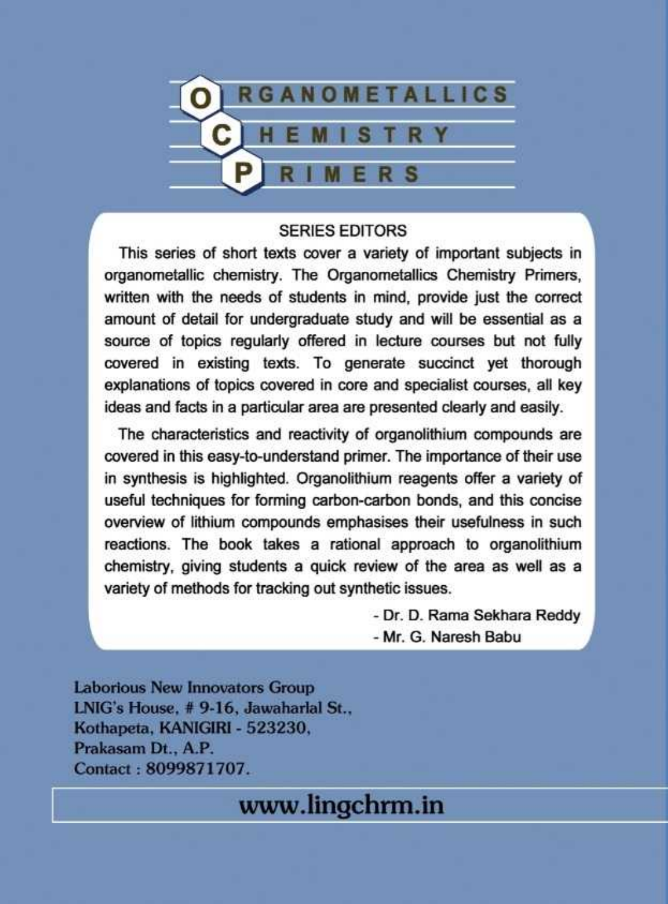# ORGANOMETALLICS CHEMISTRY PRIMERS

## SERIES EDITORS

This series of short texts cover a variety of important subjects in organometallic chemistry. The Organometallics Chemistry Primers, written with the needs of students in mind, provide just the correct amount of detail for undergraduate study and will be essential as a source of topics regularly offered in lecture courses but not fully covered in existing texts. To generate succinct yet thorough explanations of topics covered in core and specialist courses, all key ideas and facts in a particular area are presented clearly and easily.

The characteristics and reactivity of organolithium compounds are covered in this easy-to-understand primer. The importance of their use in synthesis is highlighted. Organolithium reagents offer a variety of useful techniques for forming carbon-carbon bonds, and this concise overview of lithium compounds emphasises their usefulness in such reactions. The book takes a rational approach to organolithium chemistry, giving students a quick review of the area as well as a variety of methods for tracking out synthetic issues.

- Dr. D. Rama Sekhara Reddy
- Mr. G. Naresh Babu

Laborious New Innovators Group
LNIG's House, # 9-16, Jawaharlal St.,
Kothapeta, KANIGIRI - 523230,
Prakasam Dt., A.P.
Contact : 8099871707.

www.lingchrm.in